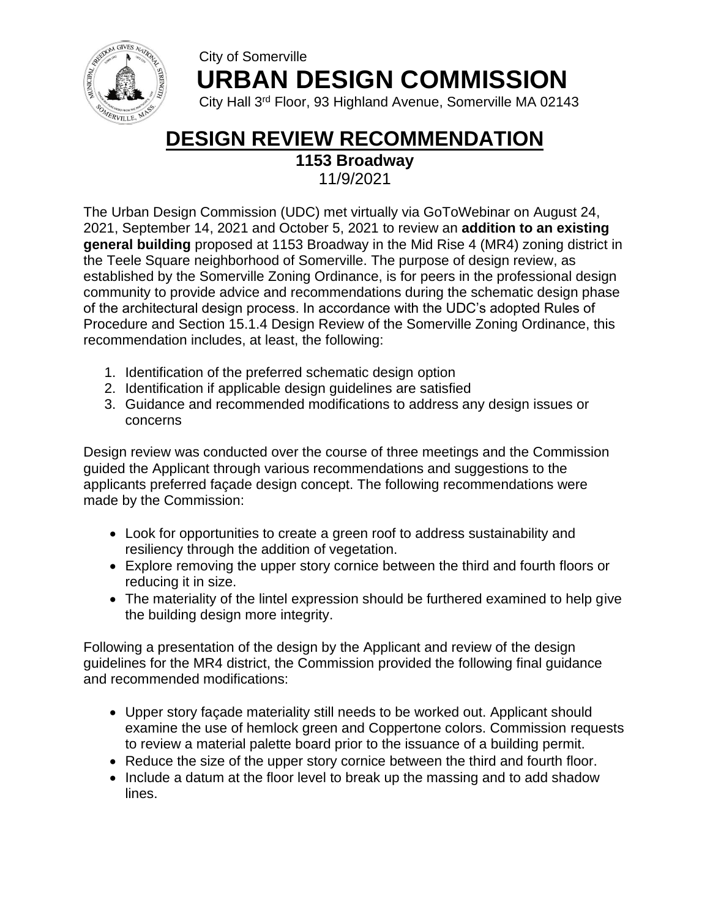City of Somerville

# URBAN DESIGN COMMISSION

City Hall 3rd Floor, 93 Highland Avenue, Somerville MA 02143

## DESIGN REVIEW RECOMMENDATION

**1153 Broadway**

11/9/2021

The Urban Design Commission (UDC) met virtually via GoToWebinar on August 24, 2021, September 14, 2021 and October 5, 2021 to review an **addition to an existing general building** proposed at 1153 Broadway in the Mid Rise 4 (MR4) zoning district in the Teele Square neighborhood of Somerville. The purpose of design review, as established by the Somerville Zoning Ordinance, is for peers in the professional design community to provide advice and recommendations during the schematic design phase of the architectural design process. In accordance with the UDC's adopted Rules of Procedure and Section 15.1.4 Design Review of the Somerville Zoning Ordinance, this recommendation includes, at least, the following:

1. Identification of the preferred schematic design option
2. Identification if applicable design guidelines are satisfied
3. Guidance and recommended modifications to address any design issues or concerns

Design review was conducted over the course of three meetings and the Commission guided the Applicant through various recommendations and suggestions to the applicants preferred façade design concept. The following recommendations were made by the Commission:

- Look for opportunities to create a green roof to address sustainability and resiliency through the addition of vegetation.
- Explore removing the upper story cornice between the third and fourth floors or reducing it in size.
- The materiality of the lintel expression should be furthered examined to help give the building design more integrity.

Following a presentation of the design by the Applicant and review of the design guidelines for the MR4 district, the Commission provided the following final guidance and recommended modifications:

- Upper story façade materiality still needs to be worked out. Applicant should examine the use of hemlock green and Coppertone colors. Commission requests to review a material palette board prior to the issuance of a building permit.
- Reduce the size of the upper story cornice between the third and fourth floor.
- Include a datum at the floor level to break up the massing and to add shadow lines.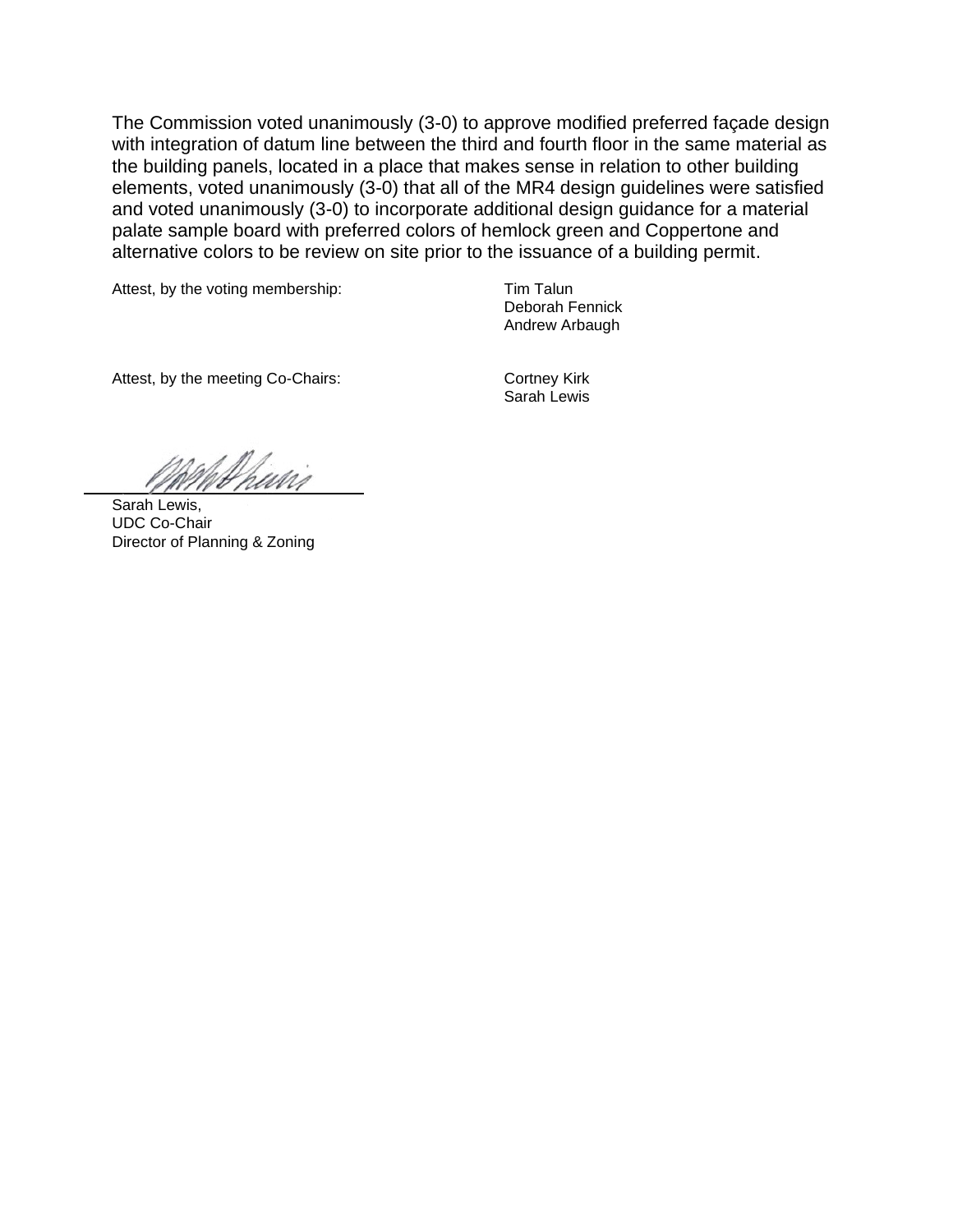The Commission voted unanimously (3-0) to approve modified preferred façade design with integration of datum line between the third and fourth floor in the same material as the building panels, located in a place that makes sense in relation to other building elements, voted unanimously (3-0) that all of the MR4 design guidelines were satisfied and voted unanimously (3-0) to incorporate additional design guidance for a material palate sample board with preferred colors of hemlock green and Coppertone and alternative colors to be review on site prior to the issuance of a building permit.

Attest, by the voting membership:

Tim Talun
Deborah Fennick
Andrew Arbaugh

Attest, by the meeting Co-Chairs:

Cortney Kirk
Sarah Lewis

Sarah Lewis,
UDC Co-Chair
Director of Planning & Zoning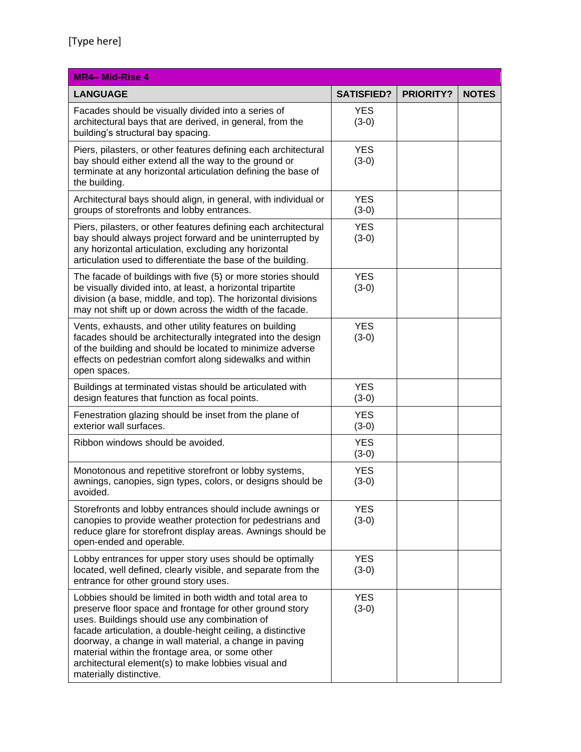[Type here]

| MR4– Mid-Rise 4 | | | |
|---|---|---|---|
| **LANGUAGE** | **SATISFIED?** | **PRIORITY?** | **NOTES** |
| Facades should be visually divided into a series of architectural bays that are derived, in general, from the building's structural bay spacing. | YES (3-0) | | |
| Piers, pilasters, or other features defining each architectural bay should either extend all the way to the ground or terminate at any horizontal articulation defining the base of the building. | YES (3-0) | | |
| Architectural bays should align, in general, with individual or groups of storefronts and lobby entrances. | YES (3-0) | | |
| Piers, pilasters, or other features defining each architectural bay should always project forward and be uninterrupted by any horizontal articulation, excluding any horizontal articulation used to differentiate the base of the building. | YES (3-0) | | |
| The facade of buildings with five (5) or more stories should be visually divided into, at least, a horizontal tripartite division (a base, middle, and top). The horizontal divisions may not shift up or down across the width of the facade. | YES (3-0) | | |
| Vents, exhausts, and other utility features on building facades should be architecturally integrated into the design of the building and should be located to minimize adverse effects on pedestrian comfort along sidewalks and within open spaces. | YES (3-0) | | |
| Buildings at terminated vistas should be articulated with design features that function as focal points. | YES (3-0) | | |
| Fenestration glazing should be inset from the plane of exterior wall surfaces. | YES (3-0) | | |
| Ribbon windows should be avoided. | YES (3-0) | | |
| Monotonous and repetitive storefront or lobby systems, awnings, canopies, sign types, colors, or designs should be avoided. | YES (3-0) | | |
| Storefronts and lobby entrances should include awnings or canopies to provide weather protection for pedestrians and reduce glare for storefront display areas. Awnings should be open-ended and operable. | YES (3-0) | | |
| Lobby entrances for upper story uses should be optimally located, well defined, clearly visible, and separate from the entrance for other ground story uses. | YES (3-0) | | |
| Lobbies should be limited in both width and total area to preserve floor space and frontage for other ground story uses. Buildings should use any combination of facade articulation, a double-height ceiling, a distinctive doorway, a change in wall material, a change in paving material within the frontage area, or some other architectural element(s) to make lobbies visual and materially distinctive. | YES (3-0) | | |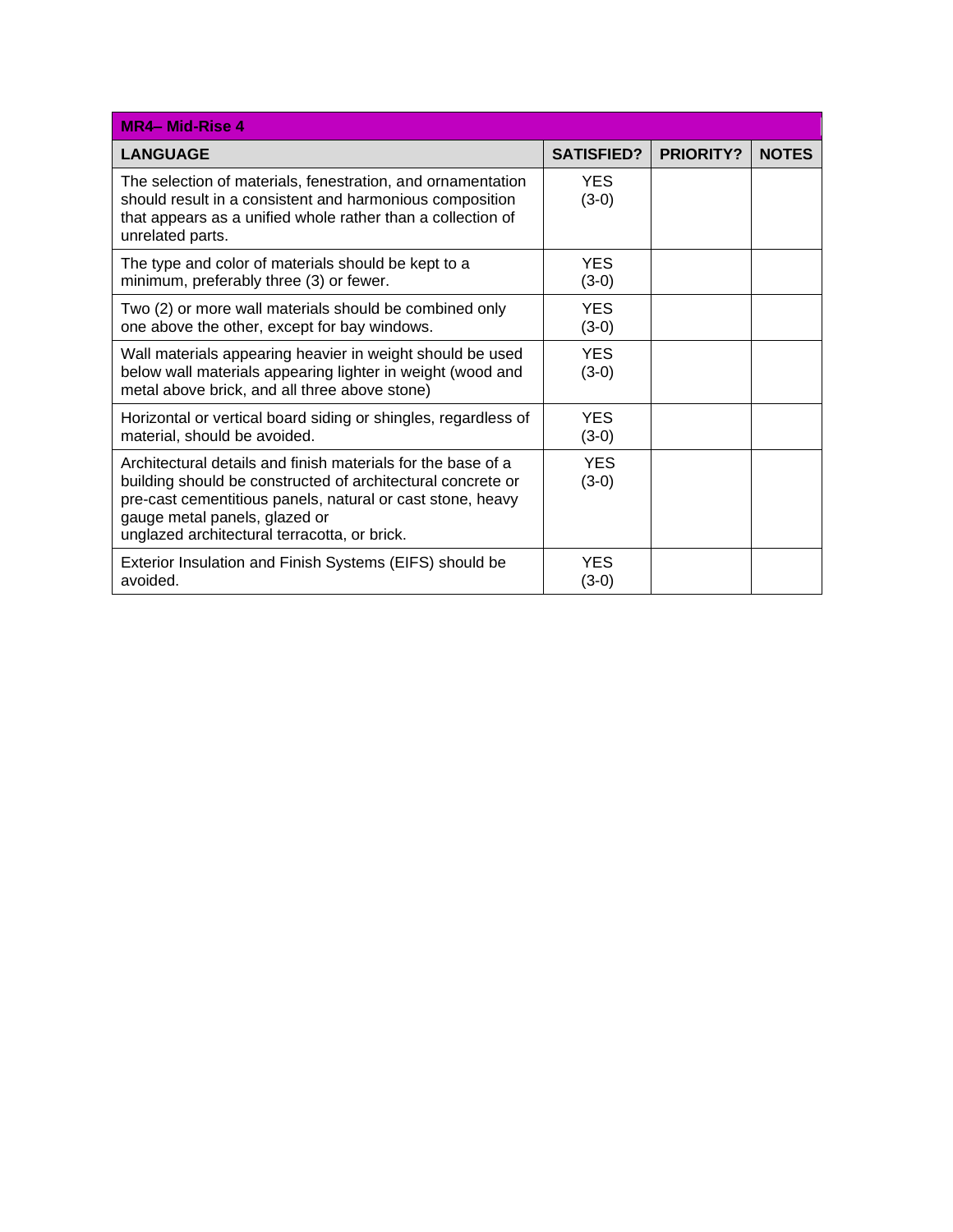| MR4– Mid-Rise 4 | | | |
|---|---|---|---|
| **LANGUAGE** | **SATISFIED?** | **PRIORITY?** | **NOTES** |
| The selection of materials, fenestration, and ornamentation should result in a consistent and harmonious composition that appears as a unified whole rather than a collection of unrelated parts. | YES (3-0) | | |
| The type and color of materials should be kept to a minimum, preferably three (3) or fewer. | YES (3-0) | | |
| Two (2) or more wall materials should be combined only one above the other, except for bay windows. | YES (3-0) | | |
| Wall materials appearing heavier in weight should be used below wall materials appearing lighter in weight (wood and metal above brick, and all three above stone) | YES (3-0) | | |
| Horizontal or vertical board siding or shingles, regardless of material, should be avoided. | YES (3-0) | | |
| Architectural details and finish materials for the base of a building should be constructed of architectural concrete or pre-cast cementitious panels, natural or cast stone, heavy gauge metal panels, glazed or unglazed architectural terracotta, or brick. | YES (3-0) | | |
| Exterior Insulation and Finish Systems (EIFS) should be avoided. | YES (3-0) | | |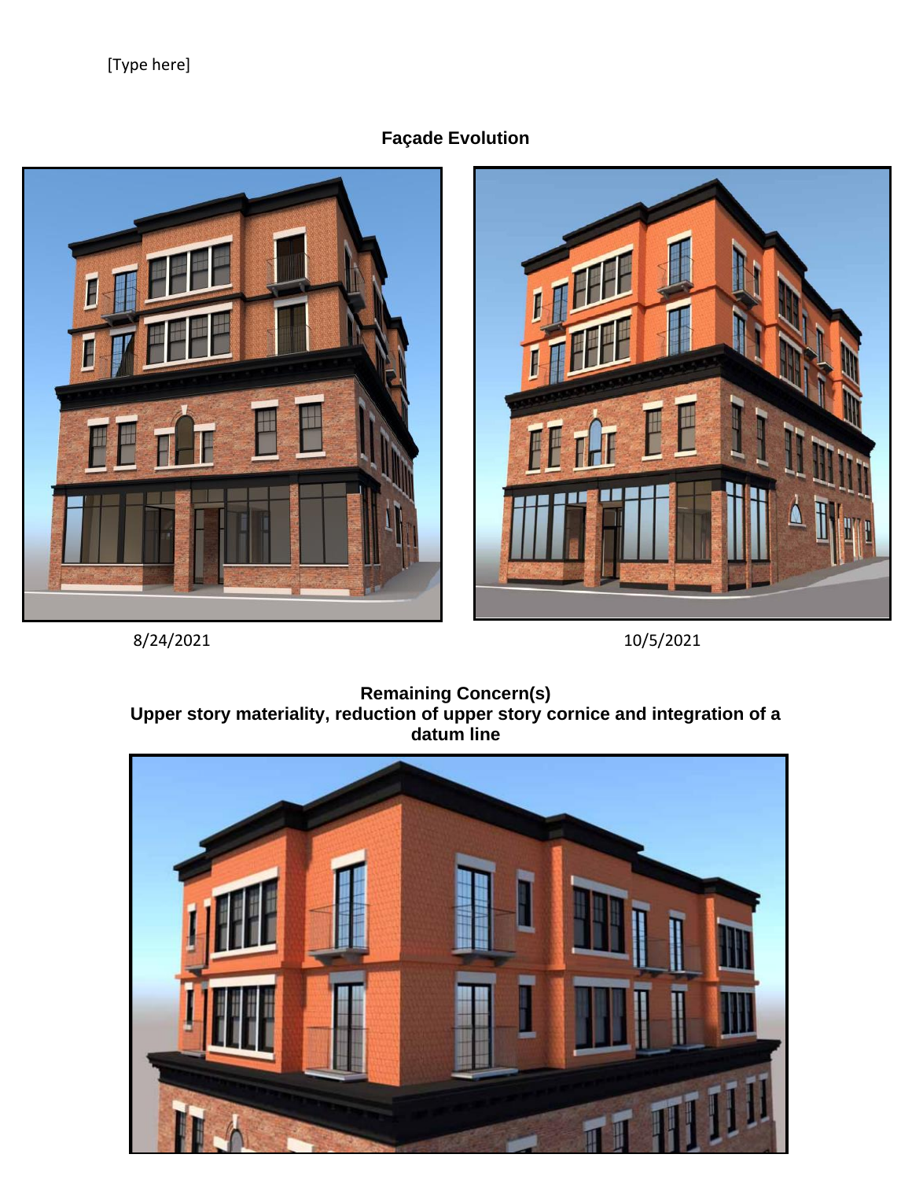[Type here]

## Façade Evolution

8/24/2021

10/5/2021

**Remaining Concern(s)**
**Upper story materiality, reduction of upper story cornice and integration of a datum line**